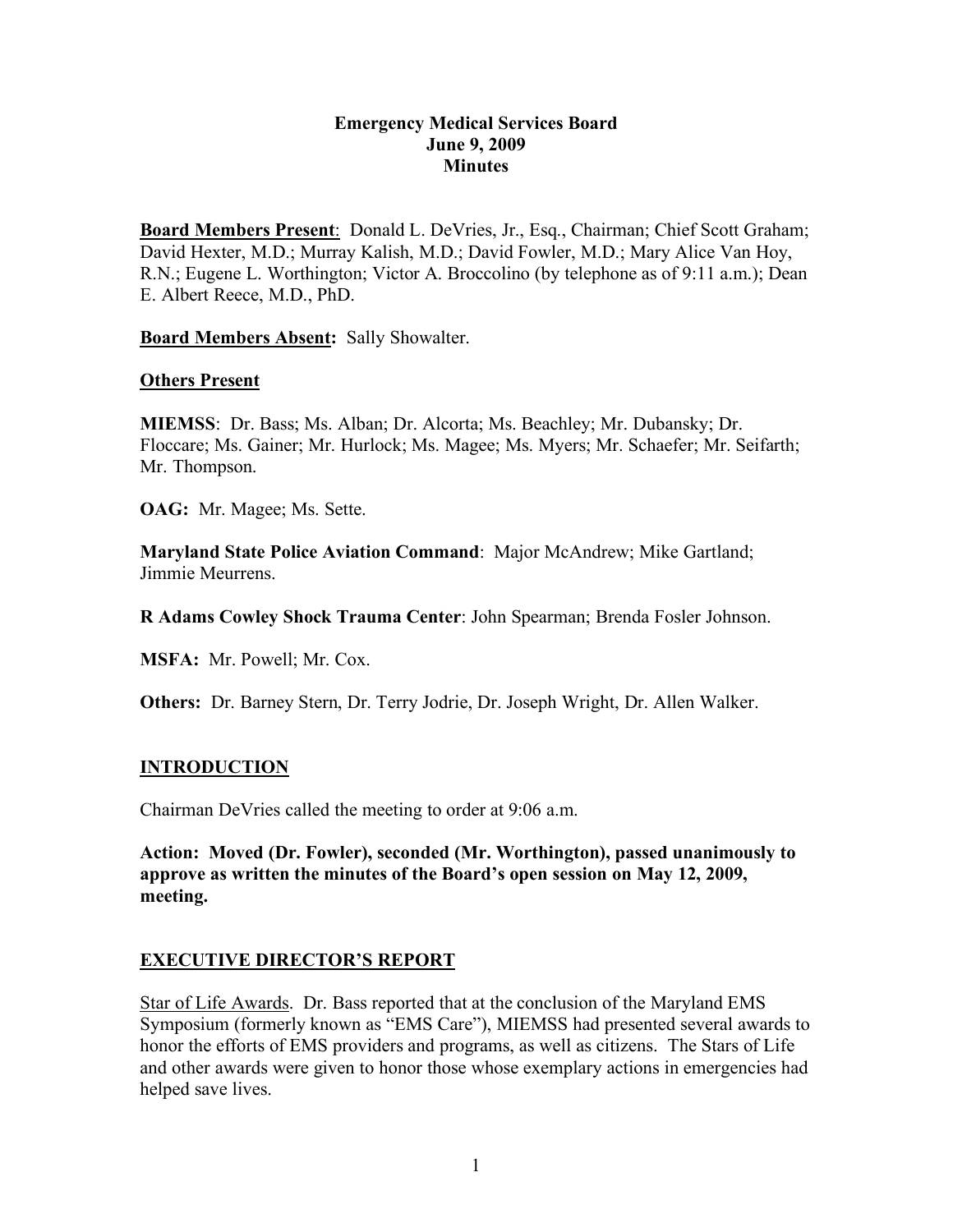**Emergency Medical Services Board**
**June 9, 2009**
**Minutes**

**Board Members Present**: Donald L. DeVries, Jr., Esq., Chairman; Chief Scott Graham; David Hexter, M.D.; Murray Kalish, M.D.; David Fowler, M.D.; Mary Alice Van Hoy, R.N.; Eugene L. Worthington; Victor A. Broccolino (by telephone as of 9:11 a.m.); Dean E. Albert Reece, M.D., PhD.

**Board Members Absent:** Sally Showalter.

**Others Present**

**MIEMSS**: Dr. Bass; Ms. Alban; Dr. Alcorta; Ms. Beachley; Mr. Dubansky; Dr. Floccare; Ms. Gainer; Mr. Hurlock; Ms. Magee; Ms. Myers; Mr. Schaefer; Mr. Seifarth; Mr. Thompson.

**OAG:** Mr. Magee; Ms. Sette.

**Maryland State Police Aviation Command**: Major McAndrew; Mike Gartland; Jimmie Meurrens.

**R Adams Cowley Shock Trauma Center**: John Spearman; Brenda Fosler Johnson.

**MSFA:** Mr. Powell; Mr. Cox.

**Others:** Dr. Barney Stern, Dr. Terry Jodrie, Dr. Joseph Wright, Dr. Allen Walker.

## INTRODUCTION

Chairman DeVries called the meeting to order at 9:06 a.m.

**Action: Moved (Dr. Fowler), seconded (Mr. Worthington), passed unanimously to approve as written the minutes of the Board's open session on May 12, 2009, meeting.**

## EXECUTIVE DIRECTOR'S REPORT

Star of Life Awards. Dr. Bass reported that at the conclusion of the Maryland EMS Symposium (formerly known as "EMS Care"), MIEMSS had presented several awards to honor the efforts of EMS providers and programs, as well as citizens. The Stars of Life and other awards were given to honor those whose exemplary actions in emergencies had helped save lives.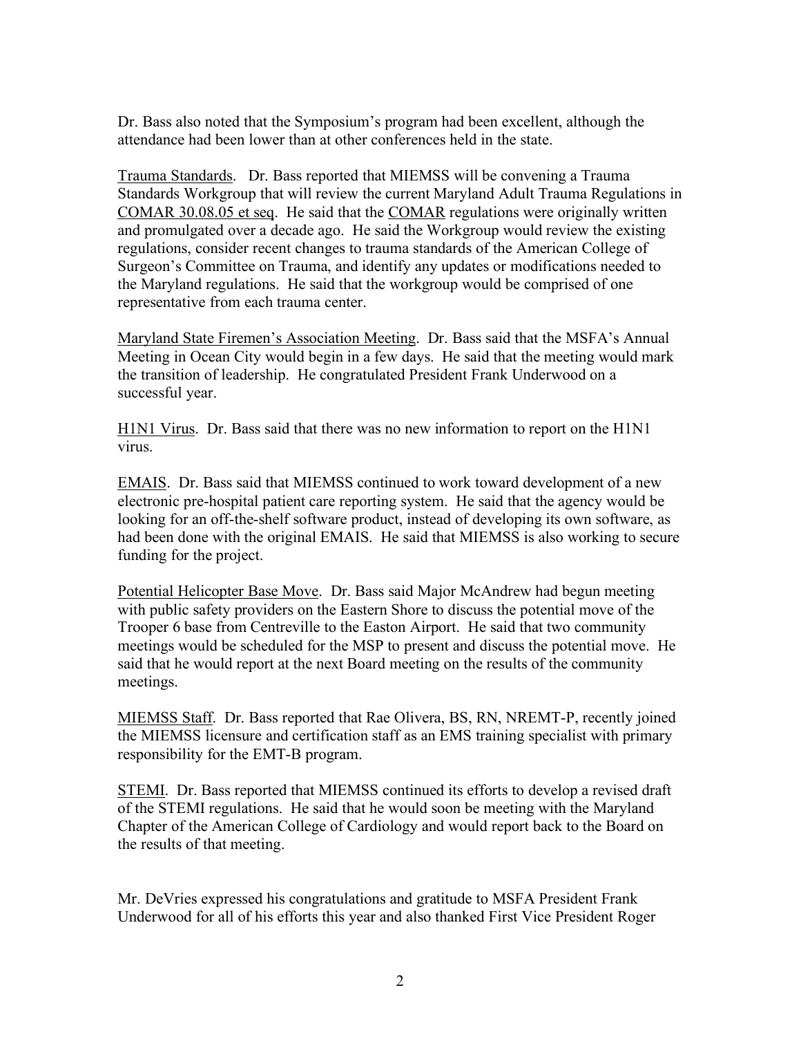Dr. Bass also noted that the Symposium's program had been excellent, although the attendance had been lower than at other conferences held in the state.

<u>Trauma Standards</u>. Dr. Bass reported that MIEMSS will be convening a Trauma Standards Workgroup that will review the current Maryland Adult Trauma Regulations in <u>COMAR 30.08.05 et seq</u>. He said that the <u>COMAR</u> regulations were originally written and promulgated over a decade ago. He said the Workgroup would review the existing regulations, consider recent changes to trauma standards of the American College of Surgeon's Committee on Trauma, and identify any updates or modifications needed to the Maryland regulations. He said that the workgroup would be comprised of one representative from each trauma center.

<u>Maryland State Firemen's Association Meeting</u>. Dr. Bass said that the MSFA's Annual Meeting in Ocean City would begin in a few days. He said that the meeting would mark the transition of leadership. He congratulated President Frank Underwood on a successful year.

<u>H1N1 Virus</u>. Dr. Bass said that there was no new information to report on the H1N1 virus.

<u>EMAIS</u>. Dr. Bass said that MIEMSS continued to work toward development of a new electronic pre-hospital patient care reporting system. He said that the agency would be looking for an off-the-shelf software product, instead of developing its own software, as had been done with the original EMAIS. He said that MIEMSS is also working to secure funding for the project.

<u>Potential Helicopter Base Move</u>. Dr. Bass said Major McAndrew had begun meeting with public safety providers on the Eastern Shore to discuss the potential move of the Trooper 6 base from Centreville to the Easton Airport. He said that two community meetings would be scheduled for the MSP to present and discuss the potential move. He said that he would report at the next Board meeting on the results of the community meetings.

<u>MIEMSS Staff</u>. Dr. Bass reported that Rae Olivera, BS, RN, NREMT-P, recently joined the MIEMSS licensure and certification staff as an EMS training specialist with primary responsibility for the EMT-B program.

<u>STEMI</u>. Dr. Bass reported that MIEMSS continued its efforts to develop a revised draft of the STEMI regulations. He said that he would soon be meeting with the Maryland Chapter of the American College of Cardiology and would report back to the Board on the results of that meeting.

Mr. DeVries expressed his congratulations and gratitude to MSFA President Frank Underwood for all of his efforts this year and also thanked First Vice President Roger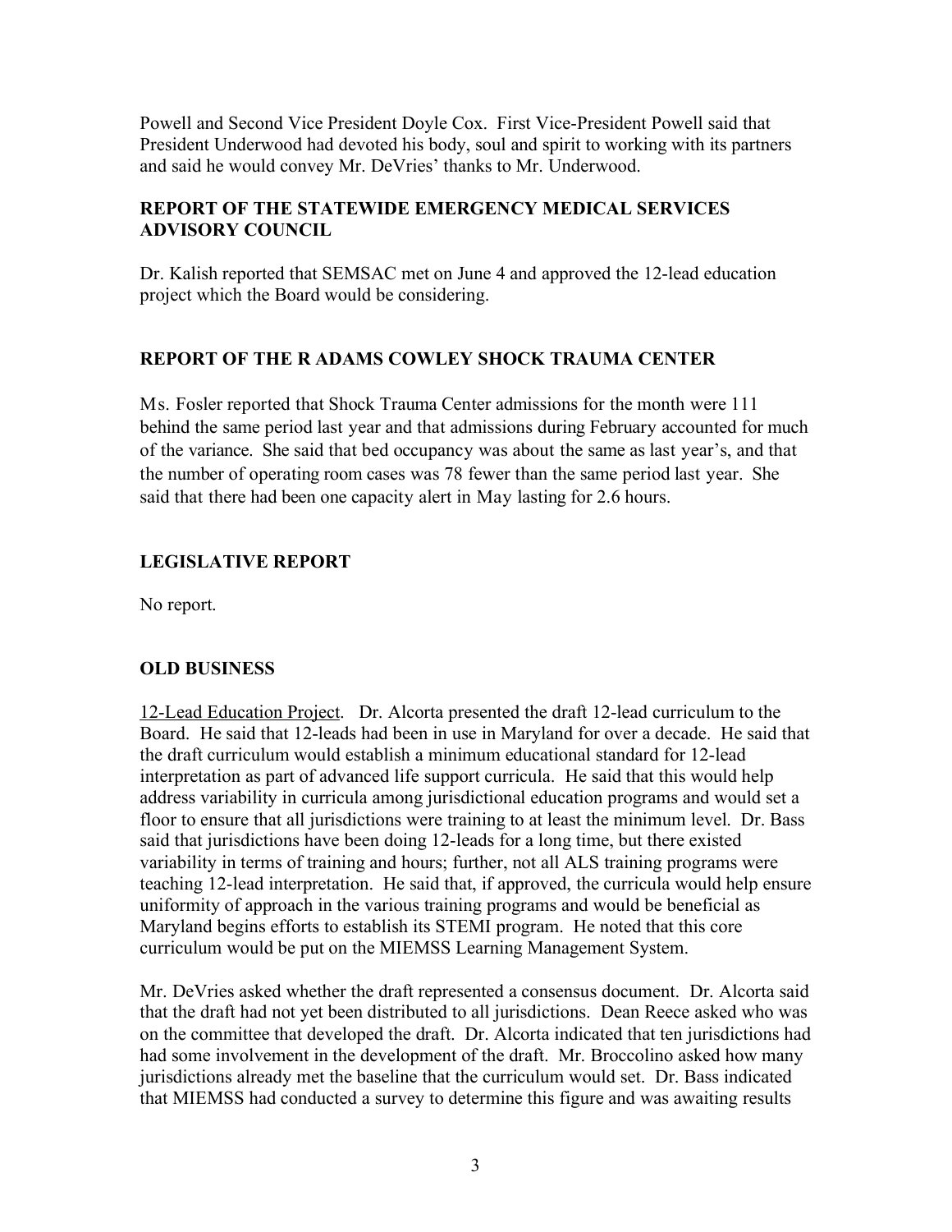Powell and Second Vice President Doyle Cox. First Vice-President Powell said that President Underwood had devoted his body, soul and spirit to working with its partners and said he would convey Mr. DeVries' thanks to Mr. Underwood.

## REPORT OF THE STATEWIDE EMERGENCY MEDICAL SERVICES ADVISORY COUNCIL

Dr. Kalish reported that SEMSAC met on June 4 and approved the 12-lead education project which the Board would be considering.

## REPORT OF THE R ADAMS COWLEY SHOCK TRAUMA CENTER

Ms. Fosler reported that Shock Trauma Center admissions for the month were 111 behind the same period last year and that admissions during February accounted for much of the variance. She said that bed occupancy was about the same as last year's, and that the number of operating room cases was 78 fewer than the same period last year. She said that there had been one capacity alert in May lasting for 2.6 hours.

## LEGISLATIVE REPORT

No report.

## OLD BUSINESS

12-Lead Education Project. Dr. Alcorta presented the draft 12-lead curriculum to the Board. He said that 12-leads had been in use in Maryland for over a decade. He said that the draft curriculum would establish a minimum educational standard for 12-lead interpretation as part of advanced life support curricula. He said that this would help address variability in curricula among jurisdictional education programs and would set a floor to ensure that all jurisdictions were training to at least the minimum level. Dr. Bass said that jurisdictions have been doing 12-leads for a long time, but there existed variability in terms of training and hours; further, not all ALS training programs were teaching 12-lead interpretation. He said that, if approved, the curricula would help ensure uniformity of approach in the various training programs and would be beneficial as Maryland begins efforts to establish its STEMI program. He noted that this core curriculum would be put on the MIEMSS Learning Management System.

Mr. DeVries asked whether the draft represented a consensus document. Dr. Alcorta said that the draft had not yet been distributed to all jurisdictions. Dean Reece asked who was on the committee that developed the draft. Dr. Alcorta indicated that ten jurisdictions had had some involvement in the development of the draft. Mr. Broccolino asked how many jurisdictions already met the baseline that the curriculum would set. Dr. Bass indicated that MIEMSS had conducted a survey to determine this figure and was awaiting results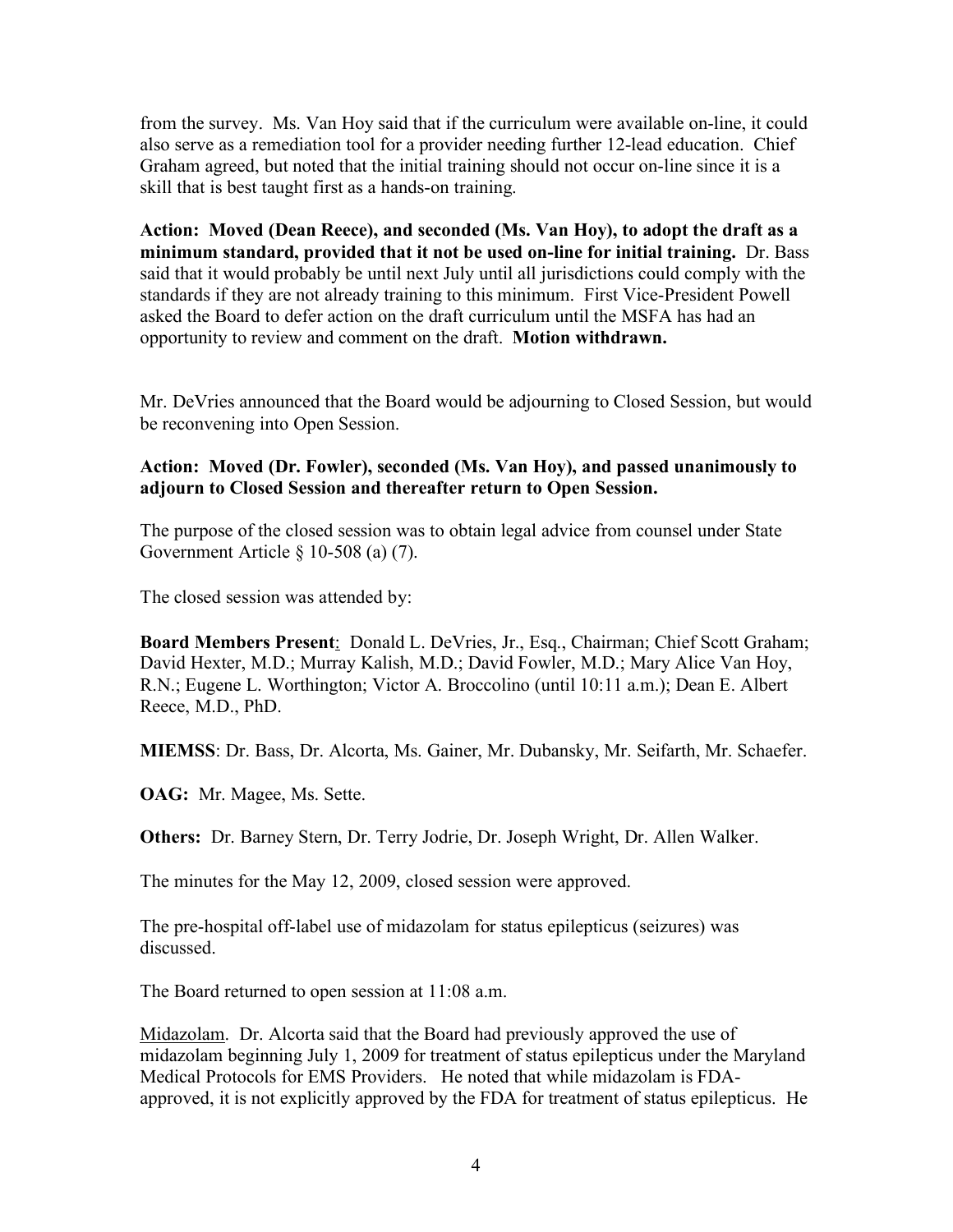from the survey. Ms. Van Hoy said that if the curriculum were available on-line, it could also serve as a remediation tool for a provider needing further 12-lead education. Chief Graham agreed, but noted that the initial training should not occur on-line since it is a skill that is best taught first as a hands-on training.

**Action: Moved (Dean Reece), and seconded (Ms. Van Hoy), to adopt the draft as a minimum standard, provided that it not be used on-line for initial training.** Dr. Bass said that it would probably be until next July until all jurisdictions could comply with the standards if they are not already training to this minimum. First Vice-President Powell asked the Board to defer action on the draft curriculum until the MSFA has had an opportunity to review and comment on the draft. **Motion withdrawn.**

Mr. DeVries announced that the Board would be adjourning to Closed Session, but would be reconvening into Open Session.

**Action: Moved (Dr. Fowler), seconded (Ms. Van Hoy), and passed unanimously to adjourn to Closed Session and thereafter return to Open Session.**

The purpose of the closed session was to obtain legal advice from counsel under State Government Article § 10-508 (a) (7).

The closed session was attended by:

**Board Members Present**: Donald L. DeVries, Jr., Esq., Chairman; Chief Scott Graham; David Hexter, M.D.; Murray Kalish, M.D.; David Fowler, M.D.; Mary Alice Van Hoy, R.N.; Eugene L. Worthington; Victor A. Broccolino (until 10:11 a.m.); Dean E. Albert Reece, M.D., PhD.

**MIEMSS**: Dr. Bass, Dr. Alcorta, Ms. Gainer, Mr. Dubansky, Mr. Seifarth, Mr. Schaefer.

**OAG:** Mr. Magee, Ms. Sette.

**Others:** Dr. Barney Stern, Dr. Terry Jodrie, Dr. Joseph Wright, Dr. Allen Walker.

The minutes for the May 12, 2009, closed session were approved.

The pre-hospital off-label use of midazolam for status epilepticus (seizures) was discussed.

The Board returned to open session at 11:08 a.m.

Midazolam. Dr. Alcorta said that the Board had previously approved the use of midazolam beginning July 1, 2009 for treatment of status epilepticus under the Maryland Medical Protocols for EMS Providers. He noted that while midazolam is FDA-approved, it is not explicitly approved by the FDA for treatment of status epilepticus. He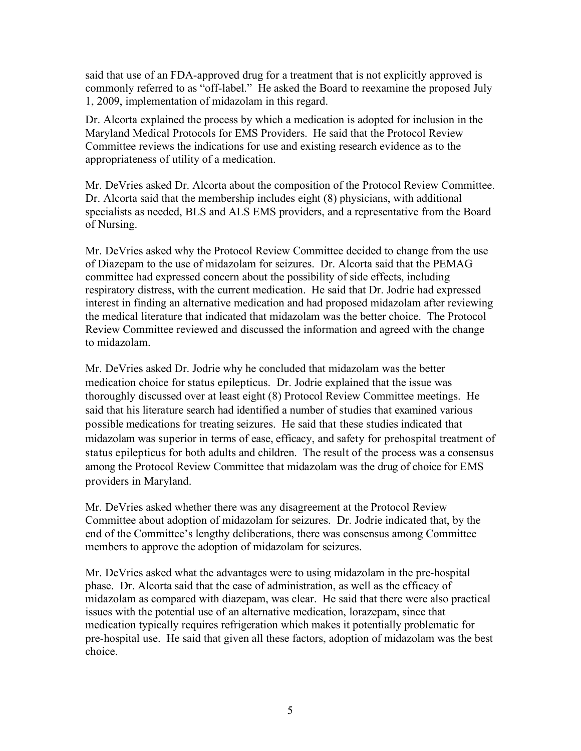said that use of an FDA-approved drug for a treatment that is not explicitly approved is commonly referred to as "off-label." He asked the Board to reexamine the proposed July 1, 2009, implementation of midazolam in this regard.

Dr. Alcorta explained the process by which a medication is adopted for inclusion in the Maryland Medical Protocols for EMS Providers. He said that the Protocol Review Committee reviews the indications for use and existing research evidence as to the appropriateness of utility of a medication.

Mr. DeVries asked Dr. Alcorta about the composition of the Protocol Review Committee. Dr. Alcorta said that the membership includes eight (8) physicians, with additional specialists as needed, BLS and ALS EMS providers, and a representative from the Board of Nursing.

Mr. DeVries asked why the Protocol Review Committee decided to change from the use of Diazepam to the use of midazolam for seizures. Dr. Alcorta said that the PEMAG committee had expressed concern about the possibility of side effects, including respiratory distress, with the current medication. He said that Dr. Jodrie had expressed interest in finding an alternative medication and had proposed midazolam after reviewing the medical literature that indicated that midazolam was the better choice. The Protocol Review Committee reviewed and discussed the information and agreed with the change to midazolam.

Mr. DeVries asked Dr. Jodrie why he concluded that midazolam was the better medication choice for status epilepticus. Dr. Jodrie explained that the issue was thoroughly discussed over at least eight (8) Protocol Review Committee meetings. He said that his literature search had identified a number of studies that examined various possible medications for treating seizures. He said that these studies indicated that midazolam was superior in terms of ease, efficacy, and safety for prehospital treatment of status epilepticus for both adults and children. The result of the process was a consensus among the Protocol Review Committee that midazolam was the drug of choice for EMS providers in Maryland.

Mr. DeVries asked whether there was any disagreement at the Protocol Review Committee about adoption of midazolam for seizures. Dr. Jodrie indicated that, by the end of the Committee's lengthy deliberations, there was consensus among Committee members to approve the adoption of midazolam for seizures.

Mr. DeVries asked what the advantages were to using midazolam in the pre-hospital phase. Dr. Alcorta said that the ease of administration, as well as the efficacy of midazolam as compared with diazepam, was clear. He said that there were also practical issues with the potential use of an alternative medication, lorazepam, since that medication typically requires refrigeration which makes it potentially problematic for pre-hospital use. He said that given all these factors, adoption of midazolam was the best choice.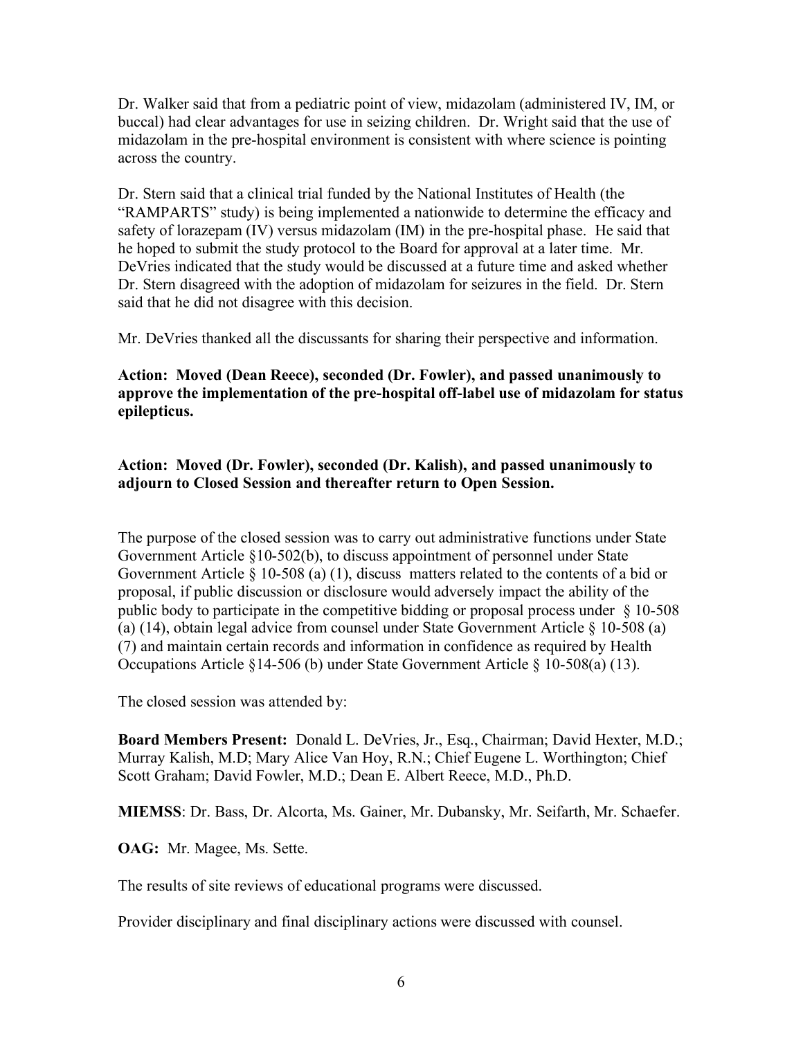Dr. Walker said that from a pediatric point of view, midazolam (administered IV, IM, or buccal) had clear advantages for use in seizing children. Dr. Wright said that the use of midazolam in the pre-hospital environment is consistent with where science is pointing across the country.

Dr. Stern said that a clinical trial funded by the National Institutes of Health (the "RAMPARTS" study) is being implemented a nationwide to determine the efficacy and safety of lorazepam (IV) versus midazolam (IM) in the pre-hospital phase. He said that he hoped to submit the study protocol to the Board for approval at a later time. Mr. DeVries indicated that the study would be discussed at a future time and asked whether Dr. Stern disagreed with the adoption of midazolam for seizures in the field. Dr. Stern said that he did not disagree with this decision.

Mr. DeVries thanked all the discussants for sharing their perspective and information.

**Action: Moved (Dean Reece), seconded (Dr. Fowler), and passed unanimously to approve the implementation of the pre-hospital off-label use of midazolam for status epilepticus.**

**Action: Moved (Dr. Fowler), seconded (Dr. Kalish), and passed unanimously to adjourn to Closed Session and thereafter return to Open Session.**

The purpose of the closed session was to carry out administrative functions under State Government Article §10-502(b), to discuss appointment of personnel under State Government Article § 10-508 (a) (1), discuss matters related to the contents of a bid or proposal, if public discussion or disclosure would adversely impact the ability of the public body to participate in the competitive bidding or proposal process under § 10-508 (a) (14), obtain legal advice from counsel under State Government Article § 10-508 (a) (7) and maintain certain records and information in confidence as required by Health Occupations Article §14-506 (b) under State Government Article § 10-508(a) (13).

The closed session was attended by:

**Board Members Present:** Donald L. DeVries, Jr., Esq., Chairman; David Hexter, M.D.; Murray Kalish, M.D; Mary Alice Van Hoy, R.N.; Chief Eugene L. Worthington; Chief Scott Graham; David Fowler, M.D.; Dean E. Albert Reece, M.D., Ph.D.

**MIEMSS**: Dr. Bass, Dr. Alcorta, Ms. Gainer, Mr. Dubansky, Mr. Seifarth, Mr. Schaefer.

**OAG:** Mr. Magee, Ms. Sette.

The results of site reviews of educational programs were discussed.

Provider disciplinary and final disciplinary actions were discussed with counsel.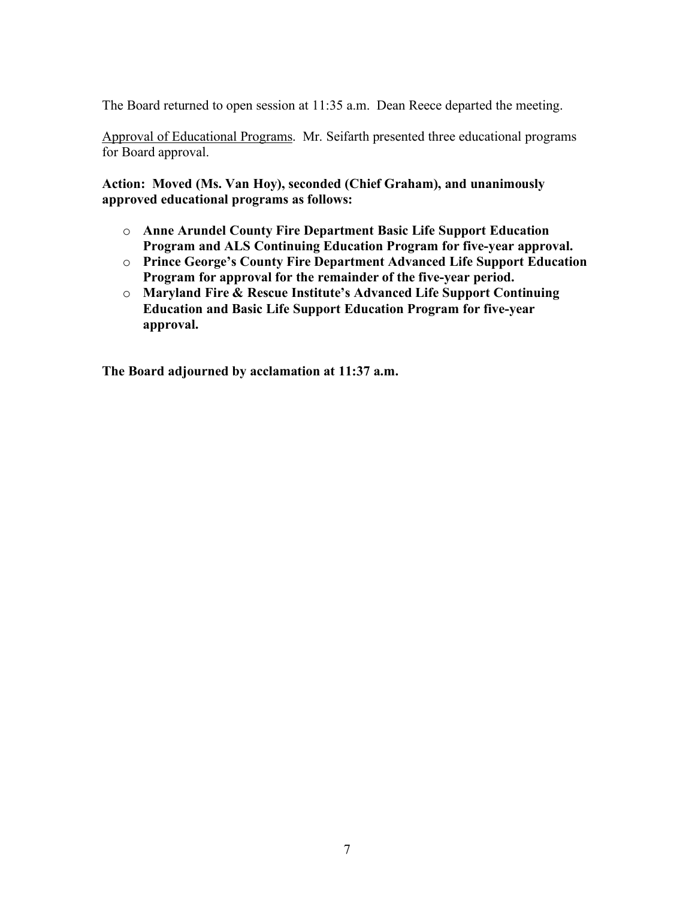The Board returned to open session at 11:35 a.m. Dean Reece departed the meeting.

<u>Approval of Educational Programs</u>. Mr. Seifarth presented three educational programs for Board approval.

**Action: Moved (Ms. Van Hoy), seconded (Chief Graham), and unanimously approved educational programs as follows:**

- **Anne Arundel County Fire Department Basic Life Support Education Program and ALS Continuing Education Program for five-year approval.**
- **Prince George's County Fire Department Advanced Life Support Education Program for approval for the remainder of the five-year period.**
- **Maryland Fire & Rescue Institute's Advanced Life Support Continuing Education and Basic Life Support Education Program for five-year approval.**

**The Board adjourned by acclamation at 11:37 a.m.**